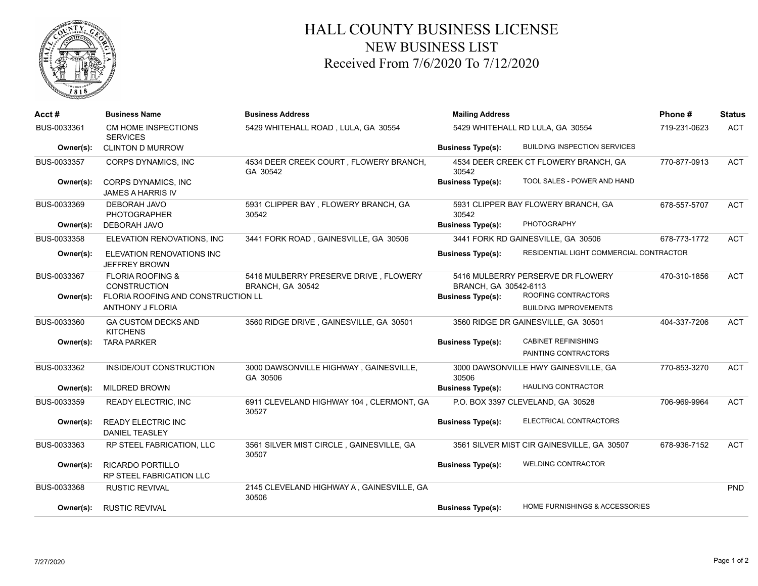# HALL COUNTY BUSINESS LICENSE
## NEW BUSINESS LIST
### Received From 7/6/2020 To 7/12/2020

| Acct # | Business Name | Business Address | Mailing Address | Phone # | Status |
|---|---|---|---|---|---|
| BUS-0033361 | CM HOME INSPECTIONS SERVICES | 5429 WHITEHALL ROAD , LULA, GA 30554 | 5429 WHITEHALL RD LULA, GA 30554 | 719-231-0623 | ACT |
| **Owner(s):** | CLINTON D MURROW | | **Business Type(s):** BUILDING INSPECTION SERVICES | | |
| BUS-0033357 | CORPS DYNAMICS, INC | 4534 DEER CREEK COURT , FLOWERY BRANCH, GA 30542 | 4534 DEER CREEK CT FLOWERY BRANCH, GA 30542 | 770-877-0913 | ACT |
| **Owner(s):** | CORPS DYNAMICS, INC<br>JAMES A HARRIS IV | | **Business Type(s):** TOOL SALES - POWER AND HAND | | |
| BUS-0033369 | DEBORAH JAVO PHOTOGRAPHER | 5931 CLIPPER BAY , FLOWERY BRANCH, GA 30542 | 5931 CLIPPER BAY FLOWERY BRANCH, GA 30542 | 678-557-5707 | ACT |
| **Owner(s):** | DEBORAH JAVO | | **Business Type(s):** PHOTOGRAPHY | | |
| BUS-0033358 | ELEVATION RENOVATIONS, INC | 3441 FORK ROAD , GAINESVILLE, GA 30506 | 3441 FORK RD GAINESVILLE, GA 30506 | 678-773-1772 | ACT |
| **Owner(s):** | ELEVATION RENOVATIONS INC<br>JEFFREY BROWN | | **Business Type(s):** RESIDENTIAL LIGHT COMMERCIAL CONTRACTOR | | |
| BUS-0033367 | FLORIA ROOFING & CONSTRUCTION | 5416 MULBERRY PRESERVE DRIVE , FLOWERY BRANCH, GA 30542 | 5416 MULBERRY PERSERVE DR FLOWERY BRANCH, GA 30542-6113 | 470-310-1856 | ACT |
| **Owner(s):** | FLORIA ROOFING AND CONSTRUCTION LL<br>ANTHONY J FLORIA | | **Business Type(s):** ROOFING CONTRACTORS<br>BUILDING IMPROVEMENTS | | |
| BUS-0033360 | GA CUSTOM DECKS AND KITCHENS | 3560 RIDGE DRIVE , GAINESVILLE, GA 30501 | 3560 RIDGE DR GAINESVILLE, GA 30501 | 404-337-7206 | ACT |
| **Owner(s):** | TARA PARKER | | **Business Type(s):** CABINET REFINISHING<br>PAINTING CONTRACTORS | | |
| BUS-0033362 | INSIDE/OUT CONSTRUCTION | 3000 DAWSONVILLE HIGHWAY , GAINESVILLE, GA 30506 | 3000 DAWSONVILLE HWY GAINESVILLE, GA 30506 | 770-853-3270 | ACT |
| **Owner(s):** | MILDRED BROWN | | **Business Type(s):** HAULING CONTRACTOR | | |
| BUS-0033359 | READY ELECTRIC, INC | 6911 CLEVELAND HIGHWAY 104 , CLERMONT, GA 30527 | P.O. BOX 3397 CLEVELAND, GA 30528 | 706-969-9964 | ACT |
| **Owner(s):** | READY ELECTRIC INC<br>DANIEL TEASLEY | | **Business Type(s):** ELECTRICAL CONTRACTORS | | |
| BUS-0033363 | RP STEEL FABRICATION, LLC | 3561 SILVER MIST CIRCLE , GAINESVILLE, GA 30507 | 3561 SILVER MIST CIR GAINESVILLE, GA 30507 | 678-936-7152 | ACT |
| **Owner(s):** | RICARDO PORTILLO<br>RP STEEL FABRICATION LLC | | **Business Type(s):** WELDING CONTRACTOR | | |
| BUS-0033368 | RUSTIC REVIVAL | 2145 CLEVELAND HIGHWAY A , GAINESVILLE, GA 30506 | | | PND |
| **Owner(s):** | RUSTIC REVIVAL | | **Business Type(s):** HOME FURNISHINGS & ACCESSORIES | | |

7/27/2020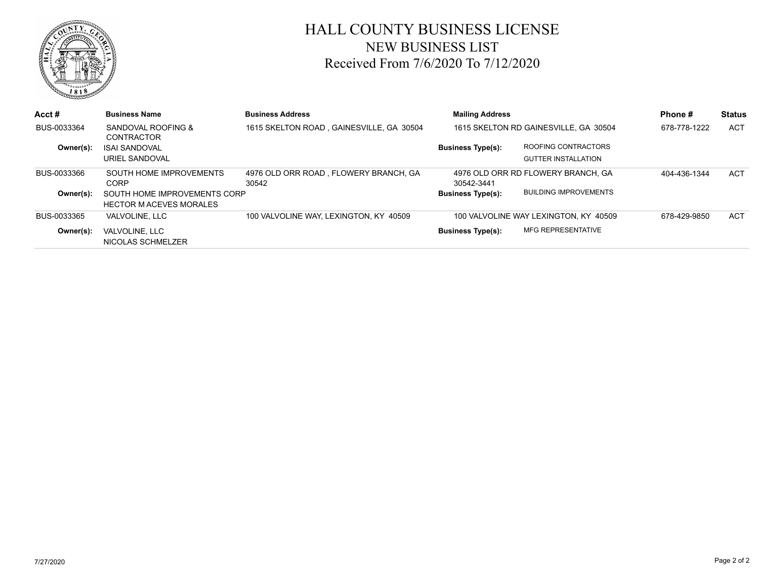# HALL COUNTY BUSINESS LICENSE

## NEW BUSINESS LIST

## Received From 7/6/2020 To 7/12/2020

| Acct # | Business Name | Business Address | Mailing Address | | Phone # | Status |
|---|---|---|---|---|---|---|
| BUS-0033364 | SANDOVAL ROOFING & CONTRACTOR | 1615 SKELTON ROAD , GAINESVILLE, GA 30504 | 1615 SKELTON RD GAINESVILLE, GA 30504 | | 678-778-1222 | ACT |
| **Owner(s):** | ISAI SANDOVAL<br>URIEL SANDOVAL | | **Business Type(s):** | ROOFING CONTRACTORS<br>GUTTER INSTALLATION | | |
| BUS-0033366 | SOUTH HOME IMPROVEMENTS CORP | 4976 OLD ORR ROAD , FLOWERY BRANCH, GA 30542 | 4976 OLD ORR RD FLOWERY BRANCH, GA 30542-3441 | | 404-436-1344 | ACT |
| **Owner(s):** | SOUTH HOME IMPROVEMENTS CORP<br>HECTOR M ACEVES MORALES | | **Business Type(s):** | BUILDING IMPROVEMENTS | | |
| BUS-0033365 | VALVOLINE, LLC | 100 VALVOLINE WAY, LEXINGTON, KY 40509 | 100 VALVOLINE WAY LEXINGTON, KY 40509 | | 678-429-9850 | ACT |
| **Owner(s):** | VALVOLINE, LLC<br>NICOLAS SCHMELZER | | **Business Type(s):** | MFG REPRESENTATIVE | | |

7/27/2020